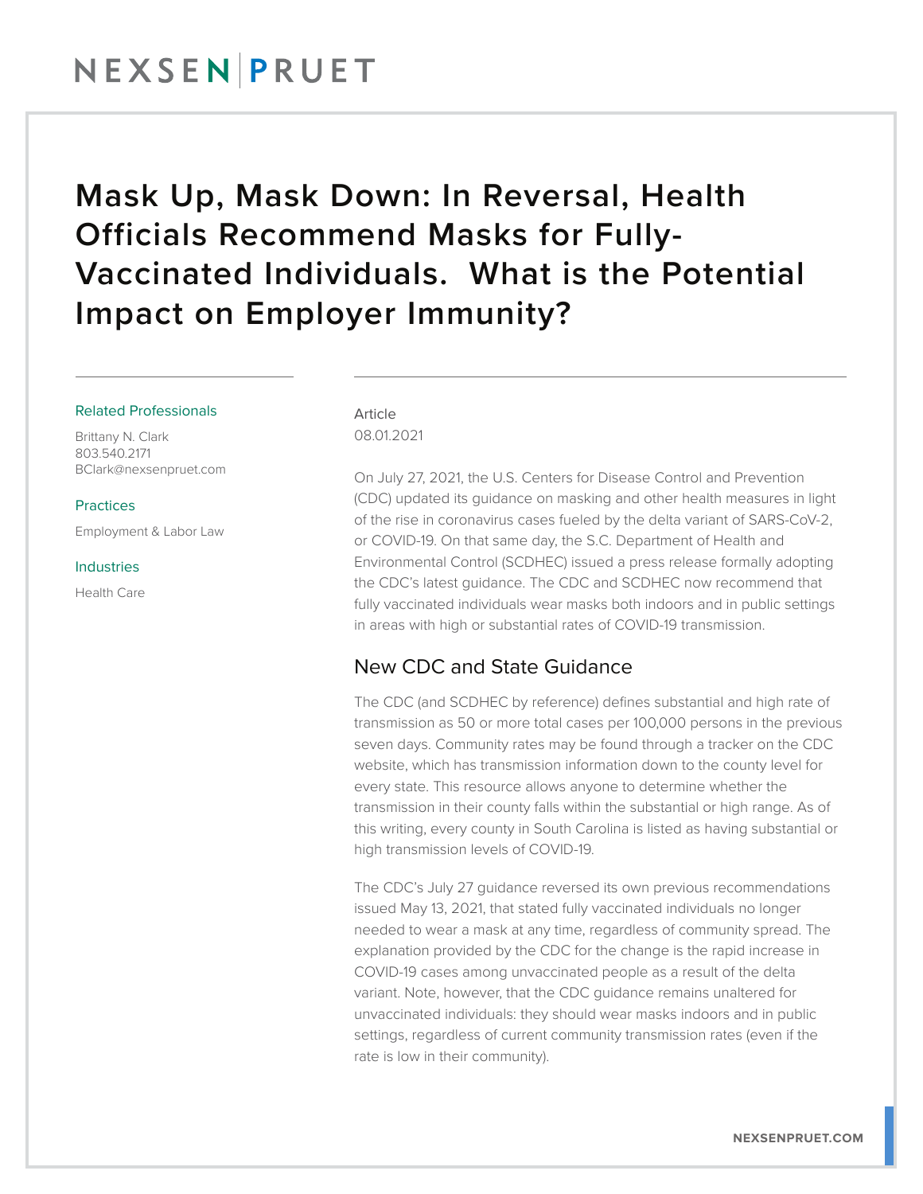# Mask Up, Mask Down: In Reversal, Health Officials Recommend Masks for Fully-Vaccinated Individuals. What is the Potential Impact on Employer Immunity?

Related Professionals

Brittany N. Clark
803.540.2171
BClark@nexsenpruet.com

Practices

Employment & Labor Law

Industries

Health Care

Article
08.01.2021

On July 27, 2021, the U.S. Centers for Disease Control and Prevention (CDC) updated its guidance on masking and other health measures in light of the rise in coronavirus cases fueled by the delta variant of SARS-CoV-2, or COVID-19. On that same day, the S.C. Department of Health and Environmental Control (SCDHEC) issued a press release formally adopting the CDC's latest guidance. The CDC and SCDHEC now recommend that fully vaccinated individuals wear masks both indoors and in public settings in areas with high or substantial rates of COVID-19 transmission.

## New CDC and State Guidance

The CDC (and SCDHEC by reference) defines substantial and high rate of transmission as 50 or more total cases per 100,000 persons in the previous seven days. Community rates may be found through a tracker on the CDC website, which has transmission information down to the county level for every state. This resource allows anyone to determine whether the transmission in their county falls within the substantial or high range. As of this writing, every county in South Carolina is listed as having substantial or high transmission levels of COVID-19.

The CDC's July 27 guidance reversed its own previous recommendations issued May 13, 2021, that stated fully vaccinated individuals no longer needed to wear a mask at any time, regardless of community spread. The explanation provided by the CDC for the change is the rapid increase in COVID-19 cases among unvaccinated people as a result of the delta variant. Note, however, that the CDC guidance remains unaltered for unvaccinated individuals: they should wear masks indoors and in public settings, regardless of current community transmission rates (even if the rate is low in their community).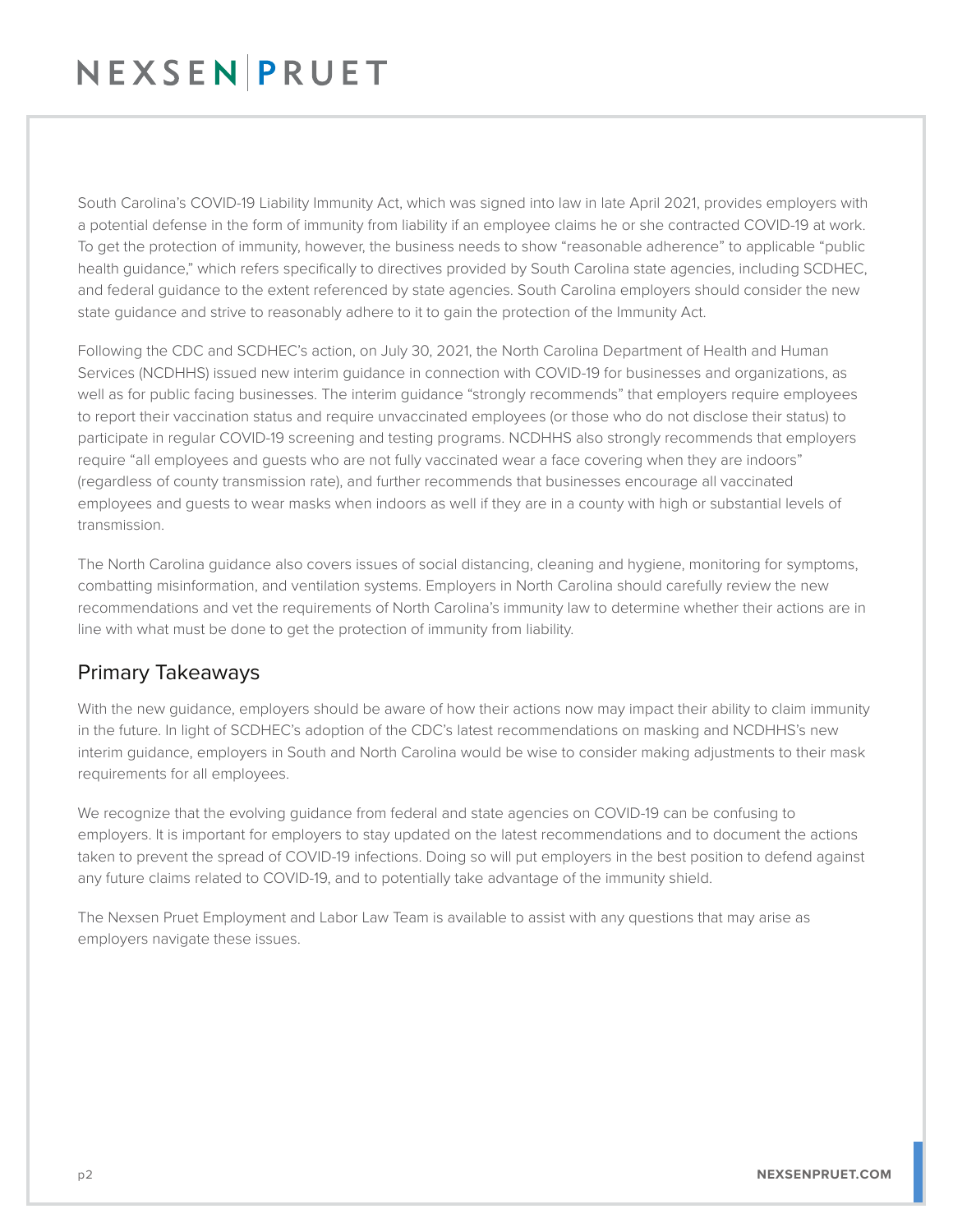South Carolina's COVID-19 Liability Immunity Act, which was signed into law in late April 2021, provides employers with a potential defense in the form of immunity from liability if an employee claims he or she contracted COVID-19 at work. To get the protection of immunity, however, the business needs to show "reasonable adherence" to applicable "public health guidance," which refers specifically to directives provided by South Carolina state agencies, including SCDHEC, and federal guidance to the extent referenced by state agencies. South Carolina employers should consider the new state guidance and strive to reasonably adhere to it to gain the protection of the Immunity Act.

Following the CDC and SCDHEC's action, on July 30, 2021, the North Carolina Department of Health and Human Services (NCDHHS) issued new interim guidance in connection with COVID-19 for businesses and organizations, as well as for public facing businesses. The interim guidance "strongly recommends" that employers require employees to report their vaccination status and require unvaccinated employees (or those who do not disclose their status) to participate in regular COVID-19 screening and testing programs. NCDHHS also strongly recommends that employers require "all employees and guests who are not fully vaccinated wear a face covering when they are indoors" (regardless of county transmission rate), and further recommends that businesses encourage all vaccinated employees and guests to wear masks when indoors as well if they are in a county with high or substantial levels of transmission.

The North Carolina guidance also covers issues of social distancing, cleaning and hygiene, monitoring for symptoms, combatting misinformation, and ventilation systems. Employers in North Carolina should carefully review the new recommendations and vet the requirements of North Carolina's immunity law to determine whether their actions are in line with what must be done to get the protection of immunity from liability.

## Primary Takeaways

With the new guidance, employers should be aware of how their actions now may impact their ability to claim immunity in the future. In light of SCDHEC's adoption of the CDC's latest recommendations on masking and NCDHHS's new interim guidance, employers in South and North Carolina would be wise to consider making adjustments to their mask requirements for all employees.

We recognize that the evolving guidance from federal and state agencies on COVID-19 can be confusing to employers. It is important for employers to stay updated on the latest recommendations and to document the actions taken to prevent the spread of COVID-19 infections. Doing so will put employers in the best position to defend against any future claims related to COVID-19, and to potentially take advantage of the immunity shield.

The Nexsen Pruet Employment and Labor Law Team is available to assist with any questions that may arise as employers navigate these issues.